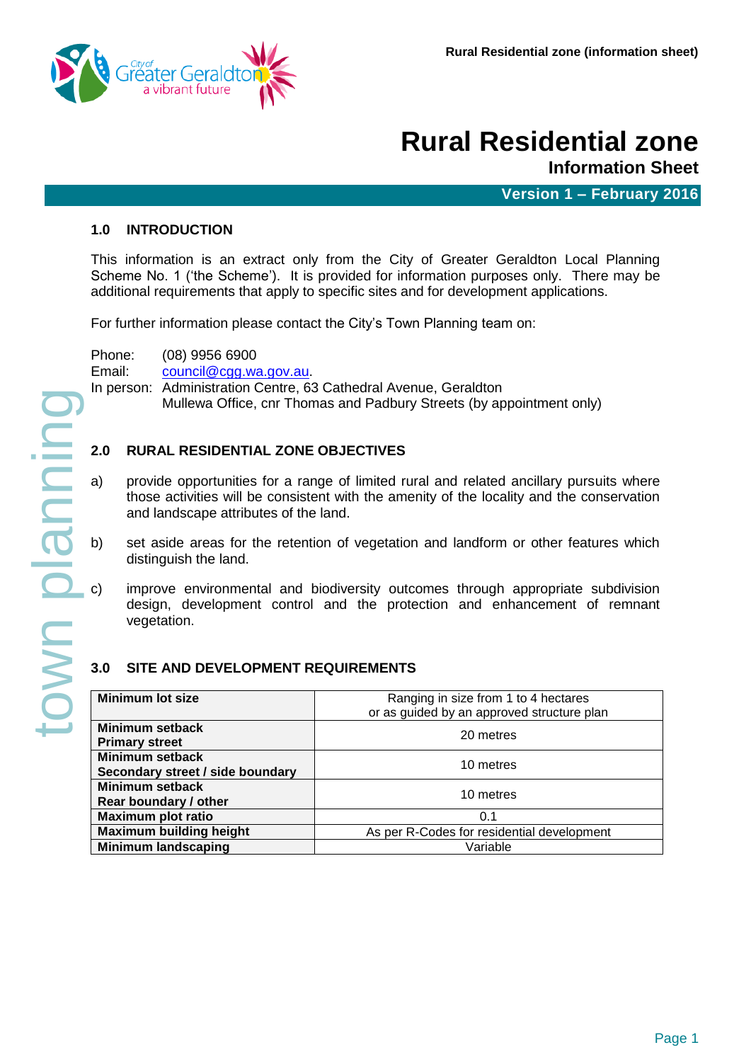# Rural Residential zone

## Information Sheet

**Version 1 – February 2016**

## 1.0 INTRODUCTION

This information is an extract only from the City of Greater Geraldton Local Planning Scheme No. 1 ('the Scheme'). It is provided for information purposes only. There may be additional requirements that apply to specific sites and for development applications.

For further information please contact the City's Town Planning team on:

Phone: (08) 9956 6900
Email: council@cgg.wa.gov.au.
In person: Administration Centre, 63 Cathedral Avenue, Geraldton
Mullewa Office, cnr Thomas and Padbury Streets (by appointment only)

## 2.0 RURAL RESIDENTIAL ZONE OBJECTIVES

a) provide opportunities for a range of limited rural and related ancillary pursuits where those activities will be consistent with the amenity of the locality and the conservation and landscape attributes of the land.

b) set aside areas for the retention of vegetation and landform or other features which distinguish the land.

c) improve environmental and biodiversity outcomes through appropriate subdivision design, development control and the protection and enhancement of remnant vegetation.

## 3.0 SITE AND DEVELOPMENT REQUIREMENTS

| Requirement | Value |
|---|---|
| **Minimum lot size** | Ranging in size from 1 to 4 hectares or as guided by an approved structure plan |
| **Minimum setback Primary street** | 20 metres |
| **Minimum setback Secondary street / side boundary** | 10 metres |
| **Minimum setback Rear boundary / other** | 10 metres |
| **Maximum plot ratio** | 0.1 |
| **Maximum building height** | As per R-Codes for residential development |
| **Minimum landscaping** | Variable |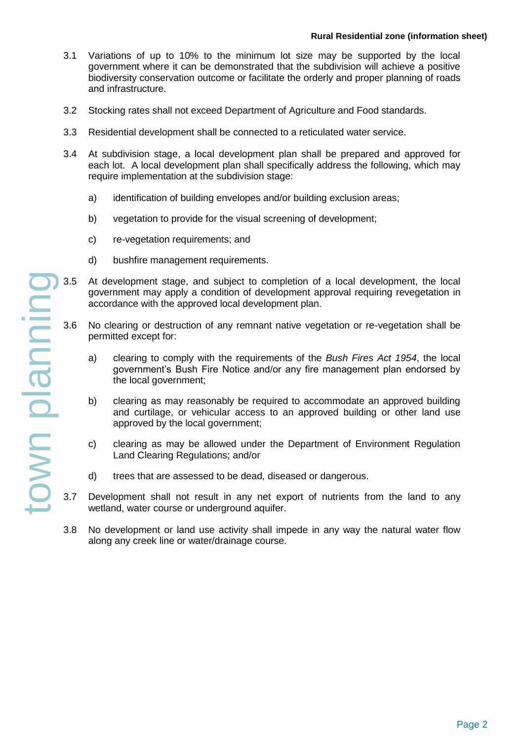3.1 Variations of up to 10% to the minimum lot size may be supported by the local government where it can be demonstrated that the subdivision will achieve a positive biodiversity conservation outcome or facilitate the orderly and proper planning of roads and infrastructure.

3.2 Stocking rates shall not exceed Department of Agriculture and Food standards.

3.3 Residential development shall be connected to a reticulated water service.

3.4 At subdivision stage, a local development plan shall be prepared and approved for each lot. A local development plan shall specifically address the following, which may require implementation at the subdivision stage:

   a) identification of building envelopes and/or building exclusion areas;

   b) vegetation to provide for the visual screening of development;

   c) re-vegetation requirements; and

   d) bushfire management requirements.

3.5 At development stage, and subject to completion of a local development, the local government may apply a condition of development approval requiring revegetation in accordance with the approved local development plan.

3.6 No clearing or destruction of any remnant native vegetation or re-vegetation shall be permitted except for:

   a) clearing to comply with the requirements of the *Bush Fires Act 1954*, the local government's Bush Fire Notice and/or any fire management plan endorsed by the local government;

   b) clearing as may reasonably be required to accommodate an approved building and curtilage, or vehicular access to an approved building or other land use approved by the local government;

   c) clearing as may be allowed under the Department of Environment Regulation Land Clearing Regulations; and/or

   d) trees that are assessed to be dead, diseased or dangerous.

3.7 Development shall not result in any net export of nutrients from the land to any wetland, water course or underground aquifer.

3.8 No development or land use activity shall impede in any way the natural water flow along any creek line or water/drainage course.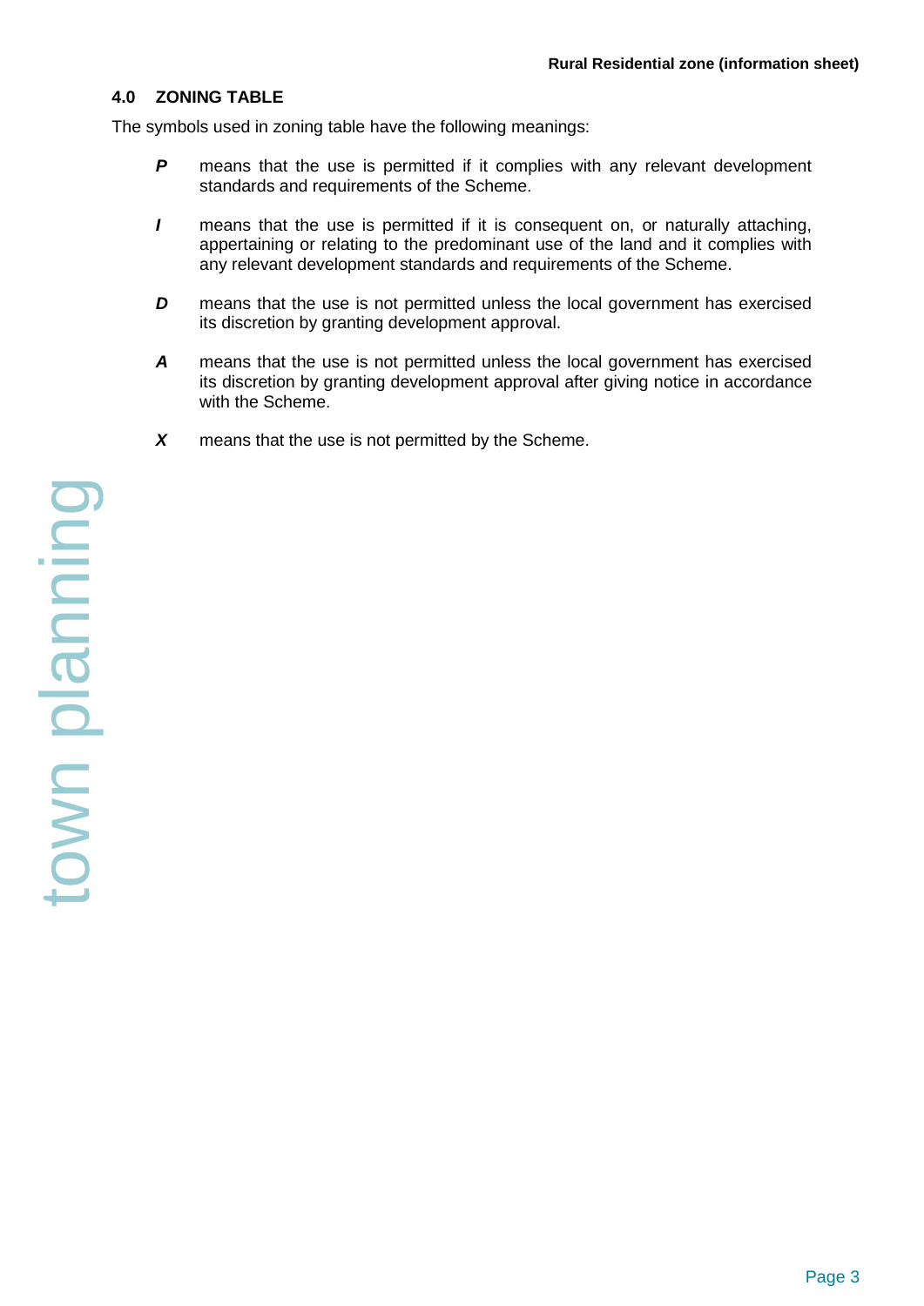## 4.0 ZONING TABLE

The symbols used in zoning table have the following meanings:

- ***P*** means that the use is permitted if it complies with any relevant development standards and requirements of the Scheme.

- ***I*** means that the use is permitted if it is consequent on, or naturally attaching, appertaining or relating to the predominant use of the land and it complies with any relevant development standards and requirements of the Scheme.

- ***D*** means that the use is not permitted unless the local government has exercised its discretion by granting development approval.

- ***A*** means that the use is not permitted unless the local government has exercised its discretion by granting development approval after giving notice in accordance with the Scheme.

- ***X*** means that the use is not permitted by the Scheme.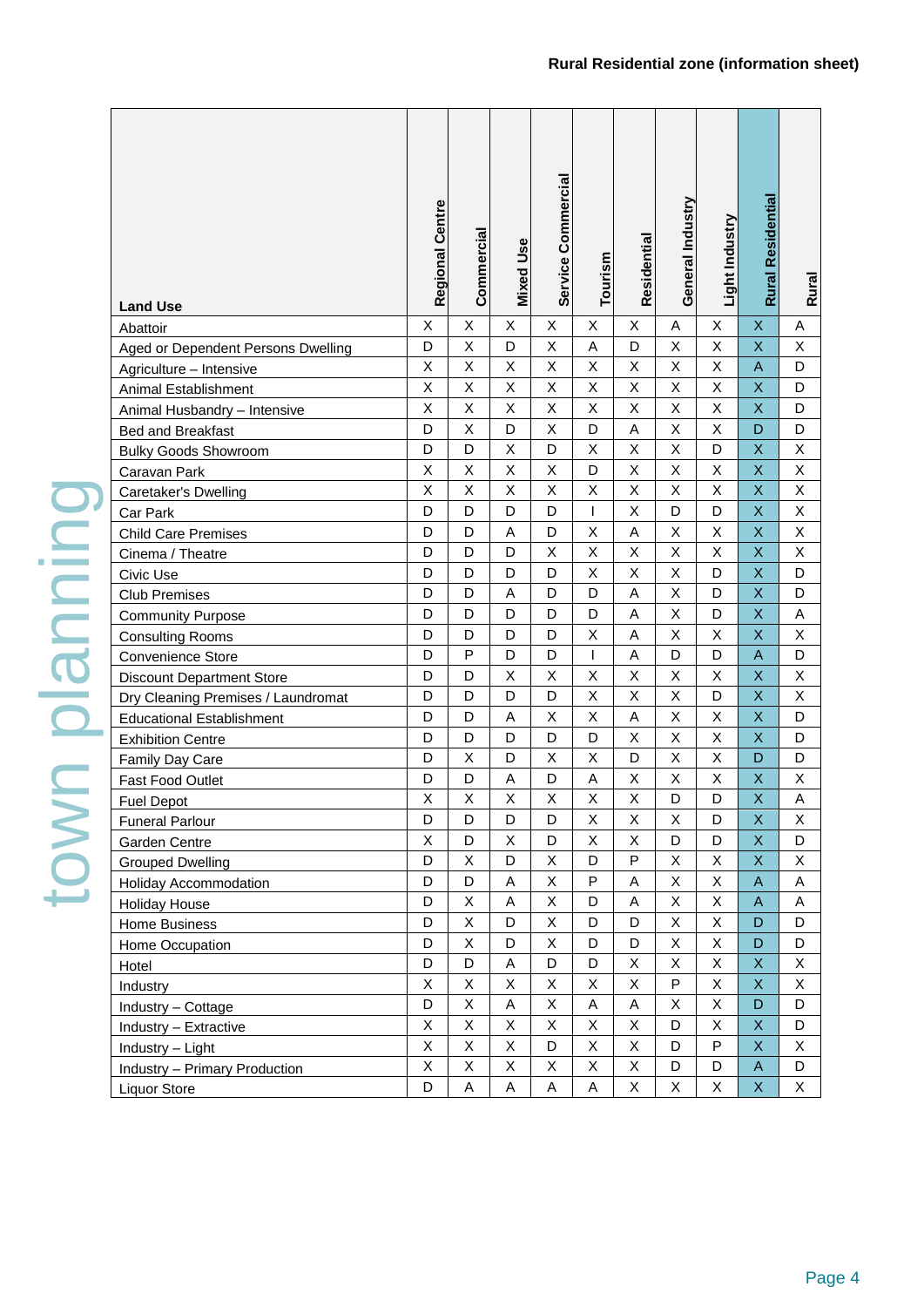| Land Use | Regional Centre | Commercial | Mixed Use | Service Commercial | Tourism | Residential | General Industry | Light Industry | Rural Residential | Rural |
|---|---|---|---|---|---|---|---|---|---|---|
| Abattoir | X | X | X | X | X | X | A | X | X | A |
| Aged or Dependent Persons Dwelling | D | X | D | X | A | D | X | X | X | X |
| Agriculture – Intensive | X | X | X | X | X | X | X | X | A | D |
| Animal Establishment | X | X | X | X | X | X | X | X | X | D |
| Animal Husbandry – Intensive | X | X | X | X | X | X | X | X | X | D |
| Bed and Breakfast | D | X | D | X | D | A | X | X | D | D |
| Bulky Goods Showroom | D | D | X | D | X | X | X | D | X | X |
| Caravan Park | X | X | X | X | D | X | X | X | X | X |
| Caretaker's Dwelling | X | X | X | X | X | X | X | X | X | X |
| Car Park | D | D | D | D | I | X | D | D | X | X |
| Child Care Premises | D | D | A | D | X | A | X | X | X | X |
| Cinema / Theatre | D | D | D | X | X | X | X | X | X | X |
| Civic Use | D | D | D | D | X | X | X | D | X | D |
| Club Premises | D | D | A | D | D | A | X | D | X | D |
| Community Purpose | D | D | D | D | D | A | X | D | X | A |
| Consulting Rooms | D | D | D | D | X | A | X | X | X | X |
| Convenience Store | D | P | D | D | I | A | D | D | A | D |
| Discount Department Store | D | D | X | X | X | X | X | X | X | X |
| Dry Cleaning Premises / Laundromat | D | D | D | D | X | X | X | D | X | X |
| Educational Establishment | D | D | A | X | X | A | X | X | X | D |
| Exhibition Centre | D | D | D | D | D | X | X | X | X | D |
| Family Day Care | D | X | D | X | X | D | X | X | D | D |
| Fast Food Outlet | D | D | A | D | A | X | X | X | X | X |
| Fuel Depot | X | X | X | X | X | X | D | D | X | A |
| Funeral Parlour | D | D | D | D | X | X | X | D | X | X |
| Garden Centre | X | D | X | D | X | X | D | D | X | D |
| Grouped Dwelling | D | X | D | X | D | P | X | X | X | X |
| Holiday Accommodation | D | D | A | X | P | A | X | X | A | A |
| Holiday House | D | X | A | X | D | A | X | X | A | A |
| Home Business | D | X | D | X | D | D | X | X | D | D |
| Home Occupation | D | X | D | X | D | D | X | X | D | D |
| Hotel | D | D | A | D | D | X | X | X | X | X |
| Industry | X | X | X | X | X | X | P | X | X | X |
| Industry – Cottage | D | X | A | X | A | A | X | X | D | D |
| Industry – Extractive | X | X | X | X | X | X | D | X | X | D |
| Industry – Light | X | X | X | D | X | X | D | P | X | X |
| Industry – Primary Production | X | X | X | X | X | X | D | D | A | D |
| Liquor Store | D | A | A | A | A | X | X | X | X | X |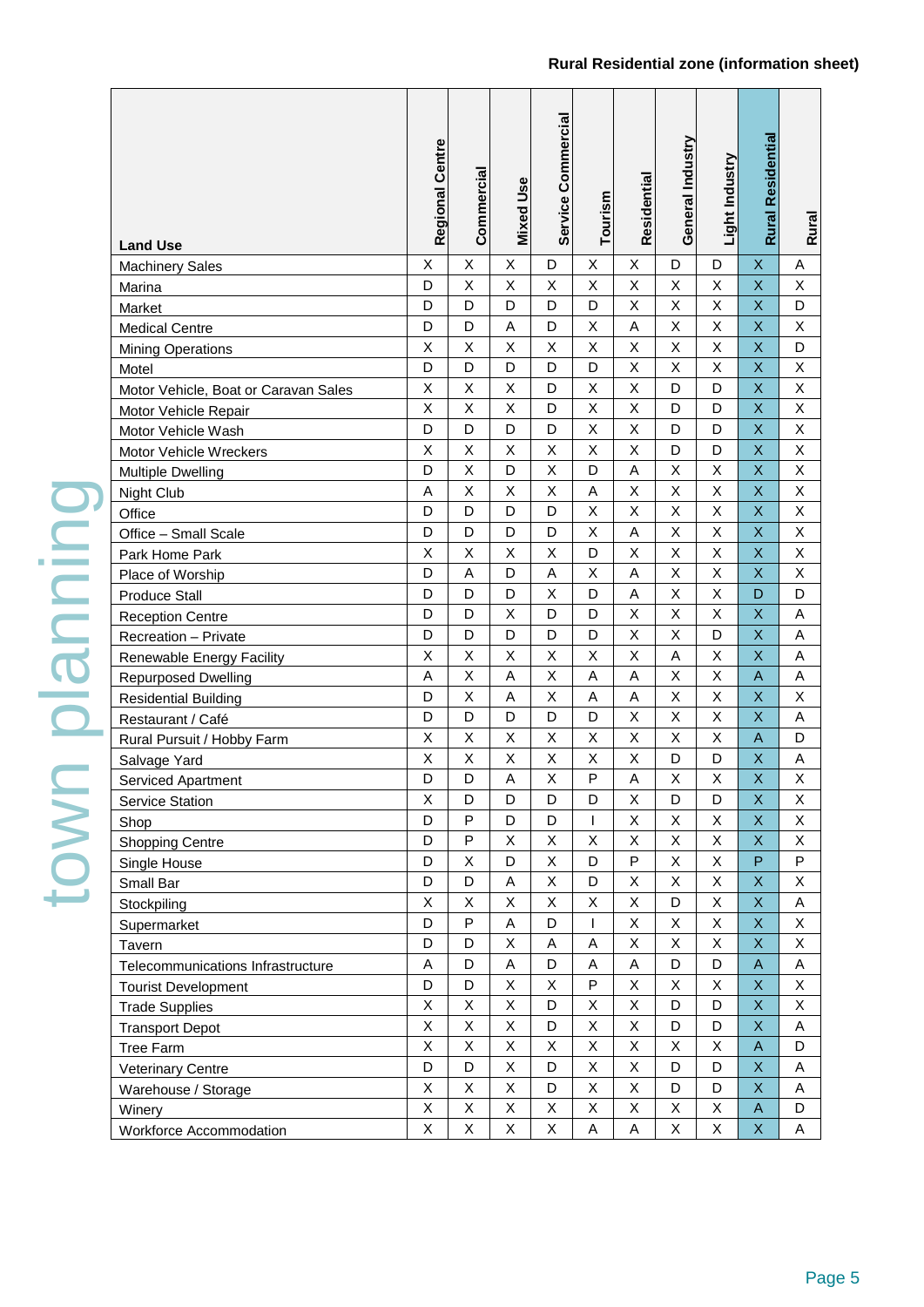## Rural Residential zone (information sheet)

| Land Use | Regional Centre | Commercial | Mixed Use | Service Commercial | Tourism | Residential | General Industry | Light Industry | Rural Residential | Rural |
|---|---|---|---|---|---|---|---|---|---|---|
| Machinery Sales | X | X | X | D | X | X | D | D | X | A |
| Marina | D | X | X | X | X | X | X | X | X | X |
| Market | D | D | D | D | D | X | X | X | X | D |
| Medical Centre | D | D | A | D | X | A | X | X | X | X |
| Mining Operations | X | X | X | X | X | X | X | X | X | D |
| Motel | D | D | D | D | D | X | X | X | X | X |
| Motor Vehicle, Boat or Caravan Sales | X | X | X | D | X | X | D | D | X | X |
| Motor Vehicle Repair | X | X | X | D | X | X | D | D | X | X |
| Motor Vehicle Wash | D | D | D | D | X | X | D | D | X | X |
| Motor Vehicle Wreckers | X | X | X | X | X | X | D | D | X | X |
| Multiple Dwelling | D | X | D | X | D | A | X | X | X | X |
| Night Club | A | X | X | X | A | X | X | X | X | X |
| Office | D | D | D | D | X | X | X | X | X | X |
| Office – Small Scale | D | D | D | D | X | A | X | X | X | X |
| Park Home Park | X | X | X | X | D | X | X | X | X | X |
| Place of Worship | D | A | D | A | X | A | X | X | X | X |
| Produce Stall | D | D | D | X | D | A | X | X | D | D |
| Reception Centre | D | D | X | D | D | X | X | X | X | A |
| Recreation – Private | D | D | D | D | D | X | X | D | X | A |
| Renewable Energy Facility | X | X | X | X | X | X | A | X | X | A |
| Repurposed Dwelling | A | X | A | X | A | A | X | X | A | A |
| Residential Building | D | X | A | X | A | A | X | X | X | X |
| Restaurant / Café | D | D | D | D | D | X | X | X | X | A |
| Rural Pursuit / Hobby Farm | X | X | X | X | X | X | X | X | A | D |
| Salvage Yard | X | X | X | X | X | X | D | D | X | A |
| Serviced Apartment | D | D | A | X | P | A | X | X | X | X |
| Service Station | X | D | D | D | D | X | D | D | X | X |
| Shop | D | P | D | D | I | X | X | X | X | X |
| Shopping Centre | D | P | X | X | X | X | X | X | X | X |
| Single House | D | X | D | X | D | P | X | X | P | P |
| Small Bar | D | D | A | X | D | X | X | X | X | X |
| Stockpiling | X | X | X | X | X | X | D | X | X | A |
| Supermarket | D | P | A | D | I | X | X | X | X | X |
| Tavern | D | D | X | A | A | X | X | X | X | X |
| Telecommunications Infrastructure | A | D | A | D | A | A | D | D | A | A |
| Tourist Development | D | D | X | X | P | X | X | X | X | X |
| Trade Supplies | X | X | X | D | X | X | D | D | X | X |
| Transport Depot | X | X | X | D | X | X | D | D | X | A |
| Tree Farm | X | X | X | X | X | X | X | X | A | D |
| Veterinary Centre | D | D | X | D | X | X | D | D | X | A |
| Warehouse / Storage | X | X | X | D | X | X | D | D | X | A |
| Winery | X | X | X | X | X | X | X | X | A | D |
| Workforce Accommodation | X | X | X | X | A | A | X | X | X | A |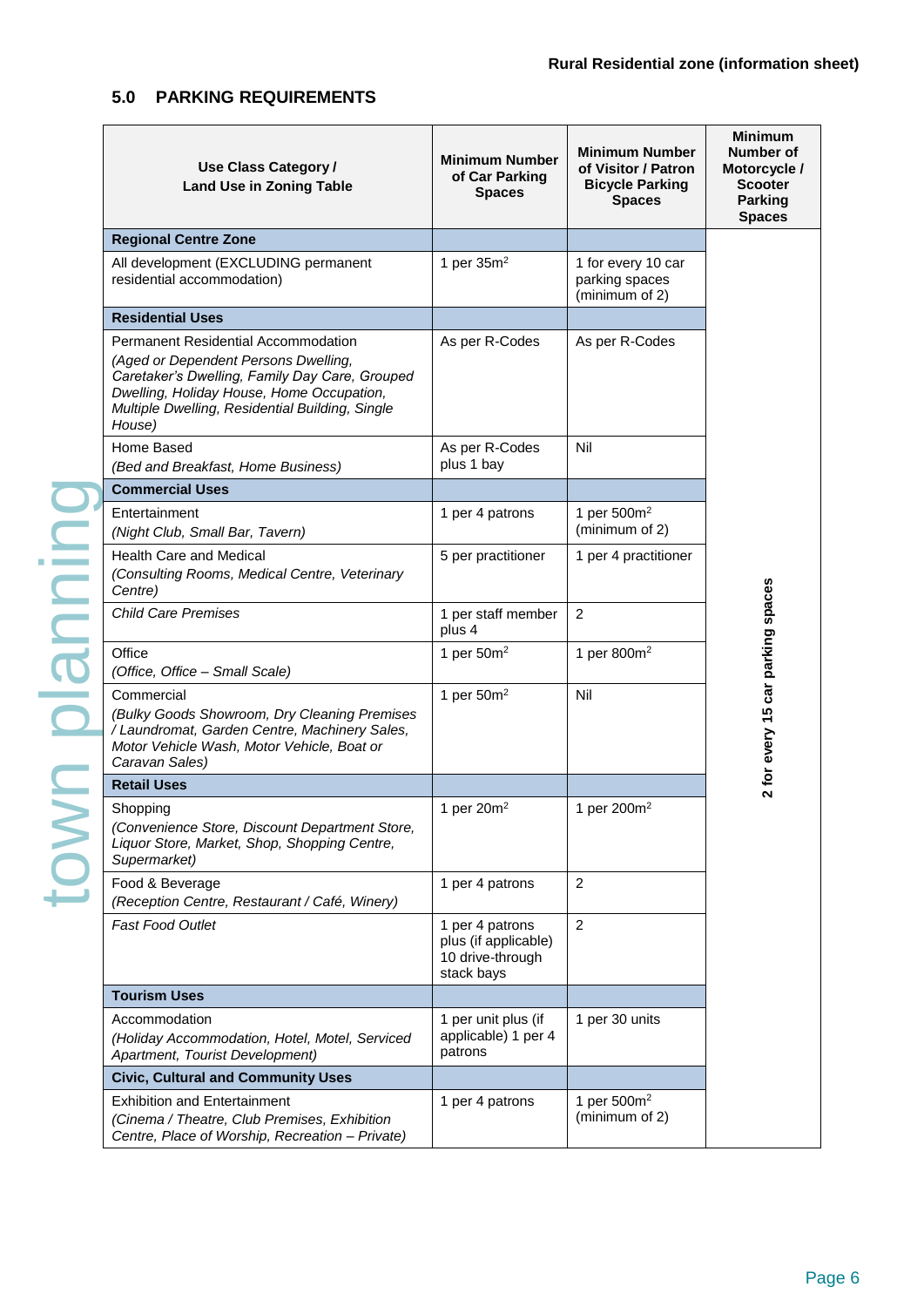## 5.0 PARKING REQUIREMENTS

| Use Class Category / Land Use in Zoning Table | Minimum Number of Car Parking Spaces | Minimum Number of Visitor / Patron Bicycle Parking Spaces | Minimum Number of Motorcycle / Scooter Parking Spaces |
|---|---|---|---|
| **Regional Centre Zone** | | | 2 for every 15 car parking spaces |
| All development (EXCLUDING permanent residential accommodation) | 1 per 35m$^2$ | 1 for every 10 car parking spaces (minimum of 2) | |
| **Residential Uses** | | | |
| Permanent Residential Accommodation *(Aged or Dependent Persons Dwelling, Caretaker's Dwelling, Family Day Care, Grouped Dwelling, Holiday House, Home Occupation, Multiple Dwelling, Residential Building, Single House)* | As per R-Codes | As per R-Codes | |
| Home Based *(Bed and Breakfast, Home Business)* | As per R-Codes plus 1 bay | Nil | |
| **Commercial Uses** | | | |
| Entertainment *(Night Club, Small Bar, Tavern)* | 1 per 4 patrons | 1 per 500m$^2$ (minimum of 2) | |
| Health Care and Medical *(Consulting Rooms, Medical Centre, Veterinary Centre)* | 5 per practitioner | 1 per 4 practitioner | |
| *Child Care Premises* | 1 per staff member plus 4 | 2 | |
| Office *(Office, Office – Small Scale)* | 1 per 50m$^2$ | 1 per 800m$^2$ | |
| Commercial *(Bulky Goods Showroom, Dry Cleaning Premises / Laundromat, Garden Centre, Machinery Sales, Motor Vehicle Wash, Motor Vehicle, Boat or Caravan Sales)* | 1 per 50m$^2$ | Nil | |
| **Retail Uses** | | | |
| Shopping *(Convenience Store, Discount Department Store, Liquor Store, Market, Shop, Shopping Centre, Supermarket)* | 1 per 20m$^2$ | 1 per 200m$^2$ | |
| Food & Beverage *(Reception Centre, Restaurant / Café, Winery)* | 1 per 4 patrons | 2 | |
| *Fast Food Outlet* | 1 per 4 patrons plus (if applicable) 10 drive-through stack bays | 2 | |
| **Tourism Uses** | | | |
| Accommodation *(Holiday Accommodation, Hotel, Motel, Serviced Apartment, Tourist Development)* | 1 per unit plus (if applicable) 1 per 4 patrons | 1 per 30 units | |
| **Civic, Cultural and Community Uses** | | | |
| Exhibition and Entertainment *(Cinema / Theatre, Club Premises, Exhibition Centre, Place of Worship, Recreation – Private)* | 1 per 4 patrons | 1 per 500m$^2$ (minimum of 2) | |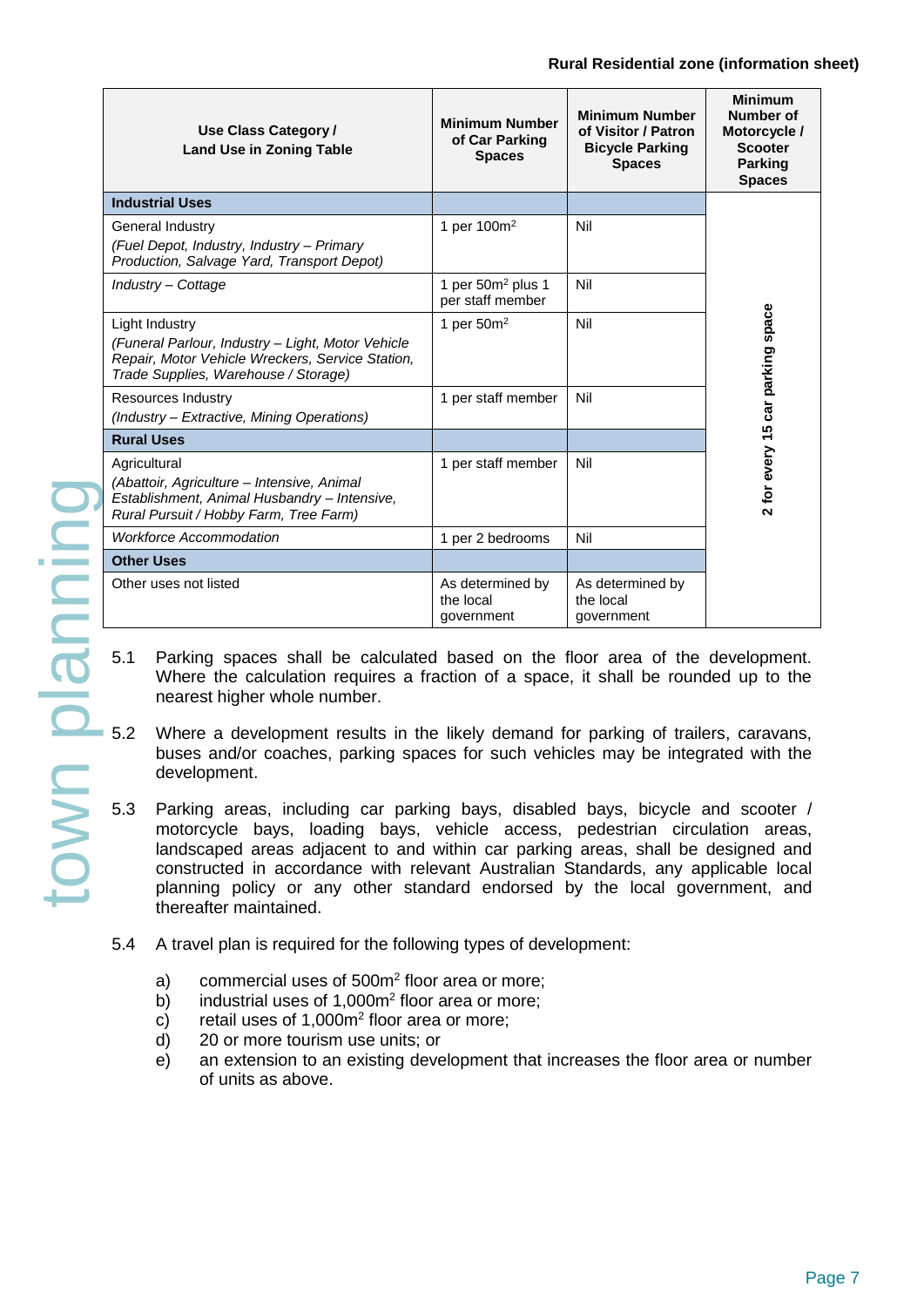| Use Class Category / Land Use in Zoning Table | Minimum Number of Car Parking Spaces | Minimum Number of Visitor / Patron Bicycle Parking Spaces | Minimum Number of Motorcycle / Scooter Parking Spaces |
|---|---|---|---|
| **Industrial Uses** | | | 2 for every 15 car parking space |
| General Industry *(Fuel Depot, Industry, Industry – Primary Production, Salvage Yard, Transport Depot)* | 1 per $100m^2$ | Nil | |
| *Industry – Cottage* | 1 per $50m^2$ plus 1 per staff member | Nil | |
| Light Industry *(Funeral Parlour, Industry – Light, Motor Vehicle Repair, Motor Vehicle Wreckers, Service Station, Trade Supplies, Warehouse / Storage)* | 1 per $50m^2$ | Nil | |
| Resources Industry *(Industry – Extractive, Mining Operations)* | 1 per staff member | Nil | |
| **Rural Uses** | | | |
| Agricultural *(Abattoir, Agriculture – Intensive, Animal Establishment, Animal Husbandry – Intensive, Rural Pursuit / Hobby Farm, Tree Farm)* | 1 per staff member | Nil | |
| *Workforce Accommodation* | 1 per 2 bedrooms | Nil | |
| **Other Uses** | | | |
| Other uses not listed | As determined by the local government | As determined by the local government | |

5.1 Parking spaces shall be calculated based on the floor area of the development. Where the calculation requires a fraction of a space, it shall be rounded up to the nearest higher whole number.

5.2 Where a development results in the likely demand for parking of trailers, caravans, buses and/or coaches, parking spaces for such vehicles may be integrated with the development.

5.3 Parking areas, including car parking bays, disabled bays, bicycle and scooter / motorcycle bays, loading bays, vehicle access, pedestrian circulation areas, landscaped areas adjacent to and within car parking areas, shall be designed and constructed in accordance with relevant Australian Standards, any applicable local planning policy or any other standard endorsed by the local government, and thereafter maintained.

5.4 A travel plan is required for the following types of development:

a) commercial uses of $500m^2$ floor area or more;
b) industrial uses of $1,000m^2$ floor area or more;
c) retail uses of $1,000m^2$ floor area or more;
d) 20 or more tourism use units; or
e) an extension to an existing development that increases the floor area or number of units as above.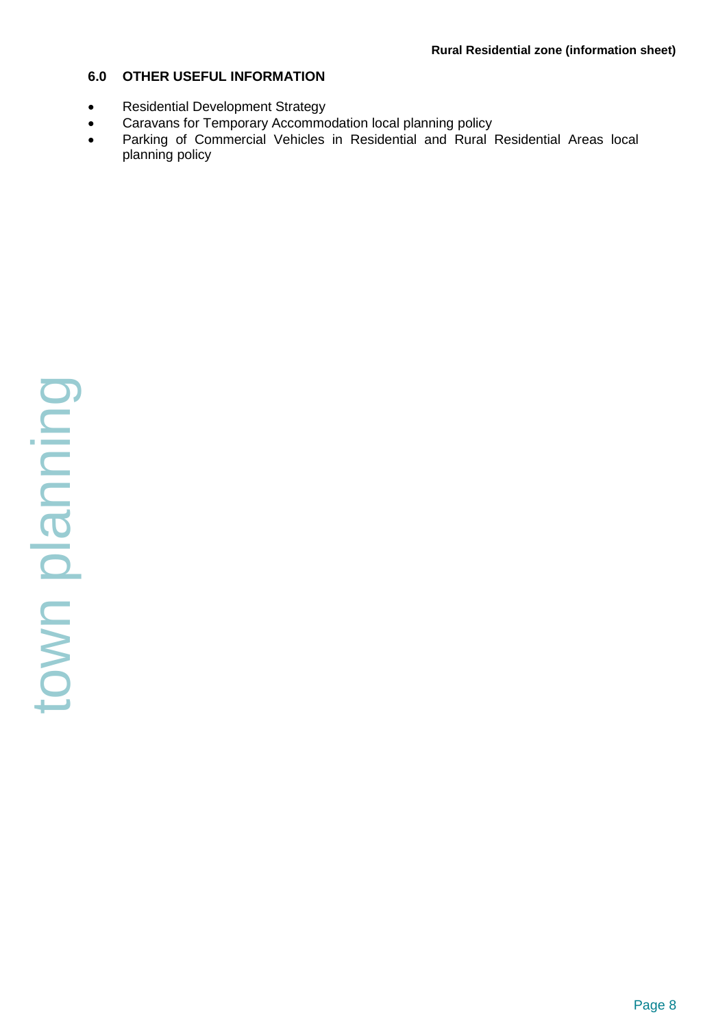## 6.0 OTHER USEFUL INFORMATION

- Residential Development Strategy
- Caravans for Temporary Accommodation local planning policy
- Parking of Commercial Vehicles in Residential and Rural Residential Areas local planning policy